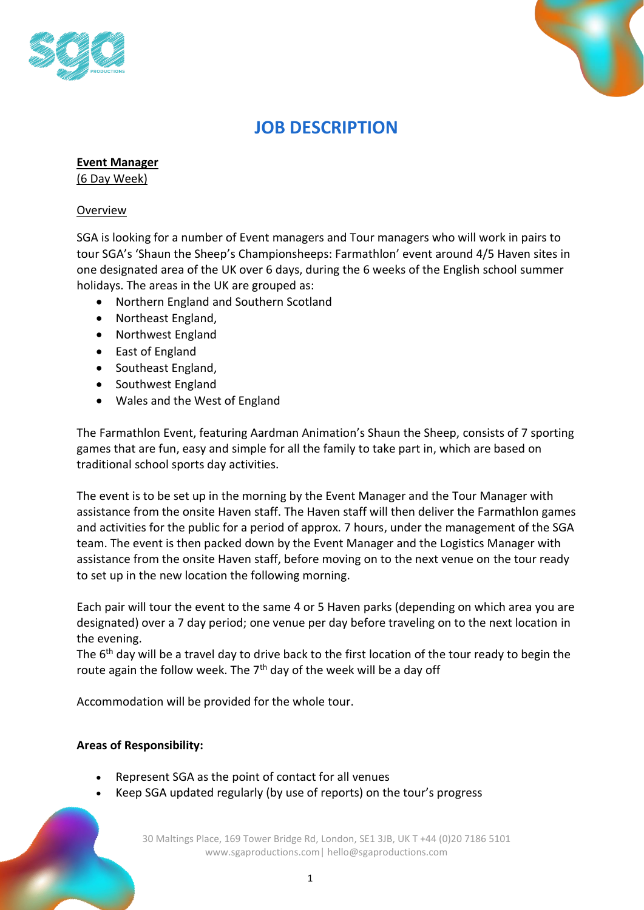# JOB DESCRIPTION

**Event Manager**
(6 Day Week)

Overview

SGA is looking for a number of Event managers and Tour managers who will work in pairs to tour SGA's 'Shaun the Sheep's Championsheeps: Farmathlon' event around 4/5 Haven sites in one designated area of the UK over 6 days, during the 6 weeks of the English school summer holidays. The areas in the UK are grouped as:

- Northern England and Southern Scotland
- Northeast England,
- Northwest England
- East of England
- Southeast England,
- Southwest England
- Wales and the West of England

The Farmathlon Event, featuring Aardman Animation's Shaun the Sheep, consists of 7 sporting games that are fun, easy and simple for all the family to take part in, which are based on traditional school sports day activities.

The event is to be set up in the morning by the Event Manager and the Tour Manager with assistance from the onsite Haven staff. The Haven staff will then deliver the Farmathlon games and activities for the public for a period of approx. 7 hours, under the management of the SGA team. The event is then packed down by the Event Manager and the Logistics Manager with assistance from the onsite Haven staff, before moving on to the next venue on the tour ready to set up in the new location the following morning.

Each pair will tour the event to the same 4 or 5 Haven parks (depending on which area you are designated) over a 7 day period; one venue per day before traveling on to the next location in the evening.
The 6th day will be a travel day to drive back to the first location of the tour ready to begin the route again the follow week. The 7th day of the week will be a day off

Accommodation will be provided for the whole tour.

**Areas of Responsibility:**

- Represent SGA as the point of contact for all venues
- Keep SGA updated regularly (by use of reports) on the tour's progress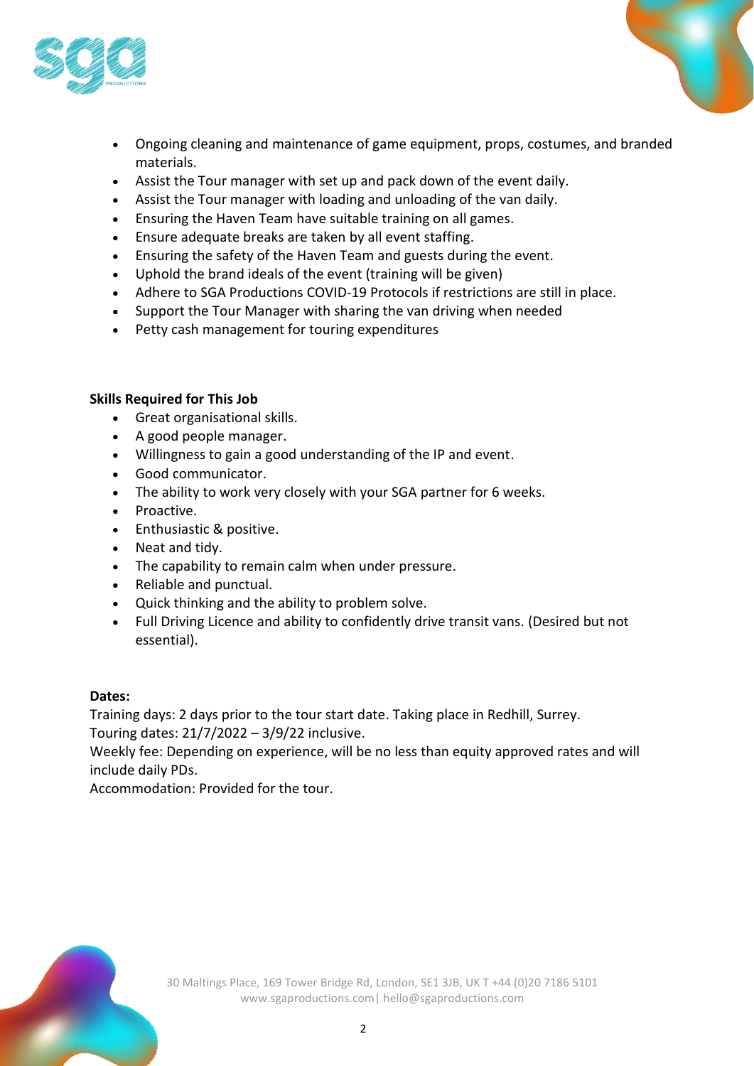- Ongoing cleaning and maintenance of game equipment, props, costumes, and branded materials.
- Assist the Tour manager with set up and pack down of the event daily.
- Assist the Tour manager with loading and unloading of the van daily.
- Ensuring the Haven Team have suitable training on all games.
- Ensure adequate breaks are taken by all event staffing.
- Ensuring the safety of the Haven Team and guests during the event.
- Uphold the brand ideals of the event (training will be given)
- Adhere to SGA Productions COVID-19 Protocols if restrictions are still in place.
- Support the Tour Manager with sharing the van driving when needed
- Petty cash management for touring expenditures

**Skills Required for This Job**

- Great organisational skills.
- A good people manager.
- Willingness to gain a good understanding of the IP and event.
- Good communicator.
- The ability to work very closely with your SGA partner for 6 weeks.
- Proactive.
- Enthusiastic & positive.
- Neat and tidy.
- The capability to remain calm when under pressure.
- Reliable and punctual.
- Quick thinking and the ability to problem solve.
- Full Driving Licence and ability to confidently drive transit vans. (Desired but not essential).

**Dates:**

Training days: 2 days prior to the tour start date. Taking place in Redhill, Surrey.
Touring dates: 21/7/2022 – 3/9/22 inclusive.
Weekly fee: Depending on experience, will be no less than equity approved rates and will include daily PDs.
Accommodation: Provided for the tour.

30 Maltings Place, 169 Tower Bridge Rd, London, SE1 3JB, UK T +44 (0)20 7186 5101
www.sgaproductions.com| hello@sgaproductions.com